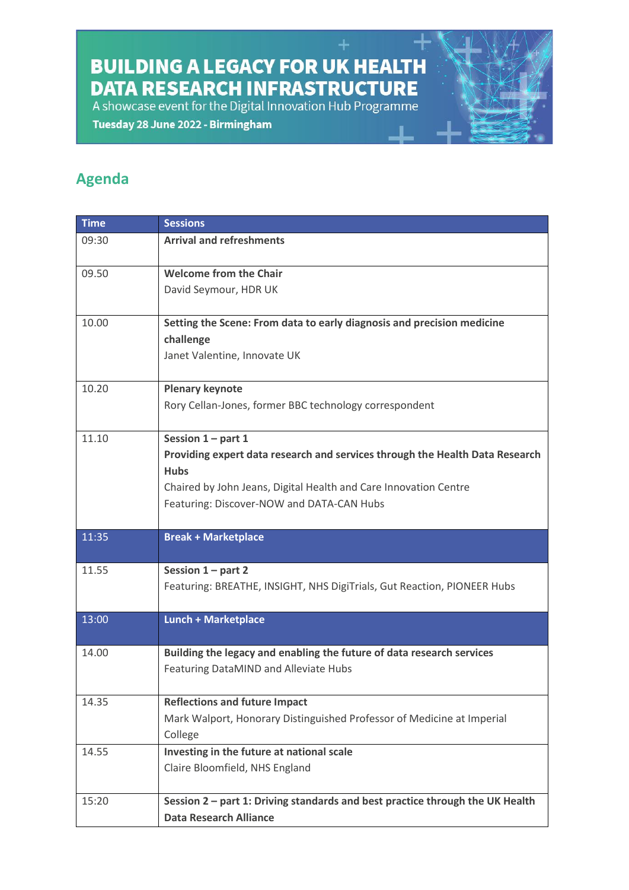# BUILDING A LEGACY FOR UK HEALTH DATA RESEARCH INFRASTRUCTURE

A showcase event for the Digital Innovation Hub Programme

**Tuesday 28 June 2022 - Birmingham**

## Agenda

| Time | Sessions |
|---|---|
| 09:30 | **Arrival and refreshments** |
| 09.50 | **Welcome from the Chair**<br>David Seymour, HDR UK |
| 10.00 | **Setting the Scene: From data to early diagnosis and precision medicine challenge**<br>Janet Valentine, Innovate UK |
| 10.20 | **Plenary keynote**<br>Rory Cellan-Jones, former BBC technology correspondent |
| 11.10 | **Session 1 – part 1**<br>**Providing expert data research and services through the Health Data Research Hubs**<br>Chaired by John Jeans, Digital Health and Care Innovation Centre<br>Featuring: Discover-NOW and DATA-CAN Hubs |
| 11:35 | **Break + Marketplace** |
| 11.55 | **Session 1 – part 2**<br>Featuring: BREATHE, INSIGHT, NHS DigiTrials, Gut Reaction, PIONEER Hubs |
| 13:00 | **Lunch + Marketplace** |
| 14.00 | **Building the legacy and enabling the future of data research services**<br>Featuring DataMIND and Alleviate Hubs |
| 14.35 | **Reflections and future Impact**<br>Mark Walport, Honorary Distinguished Professor of Medicine at Imperial College |
| 14.55 | **Investing in the future at national scale**<br>Claire Bloomfield, NHS England |
| 15:20 | **Session 2 – part 1: Driving standards and best practice through the UK Health Data Research Alliance** |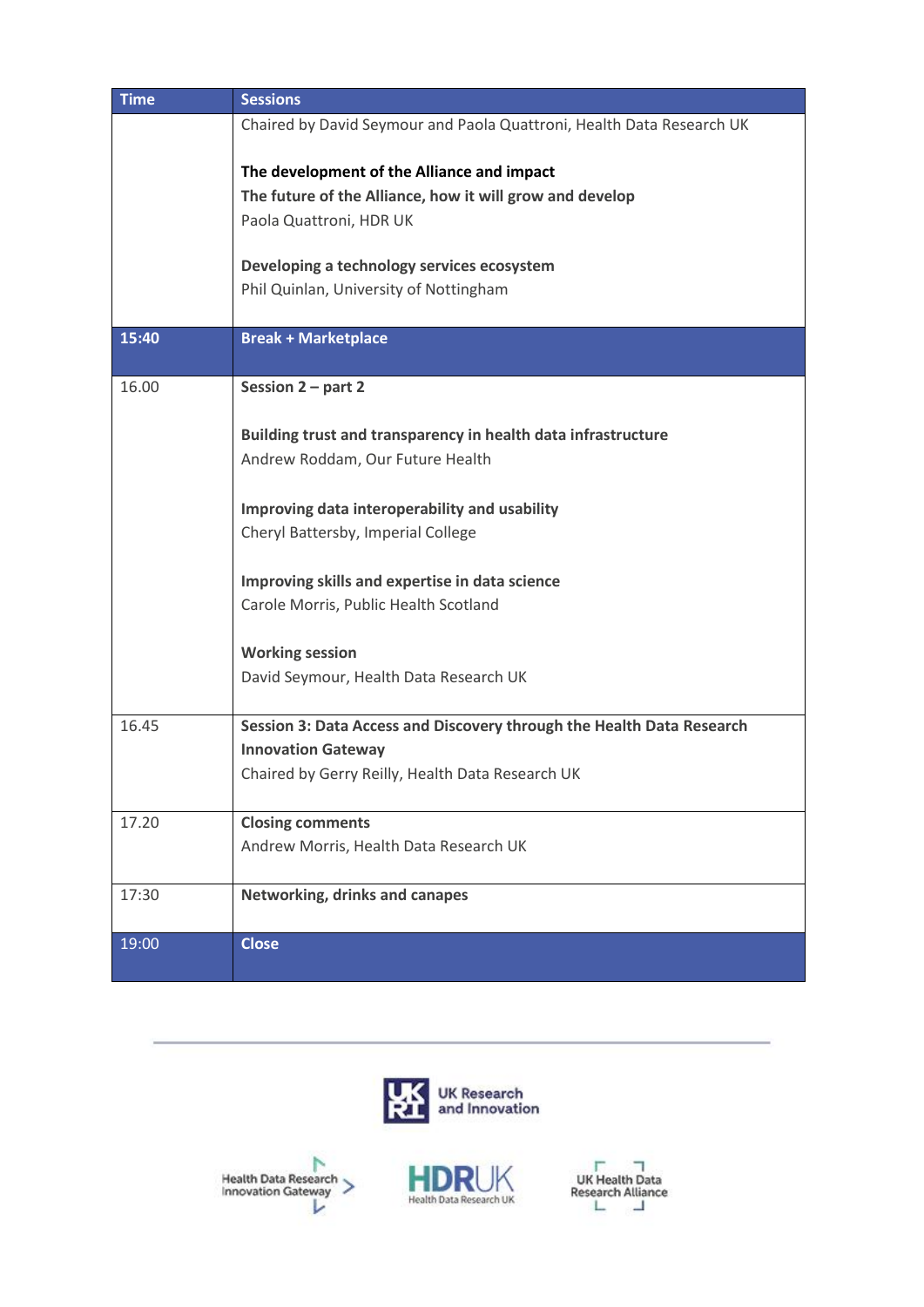| Time | Sessions |
| --- | --- |
| | Chaired by David Seymour and Paola Quattroni, Health Data Research UK<br><br>**The development of the Alliance and impact**<br>**The future of the Alliance, how it will grow and develop**<br>Paola Quattroni, HDR UK<br><br>**Developing a technology services ecosystem**<br>Phil Quinlan, University of Nottingham |
| **15:40** | **Break + Marketplace** |
| 16.00 | **Session 2 – part 2**<br><br>**Building trust and transparency in health data infrastructure**<br>Andrew Roddam, Our Future Health<br><br>**Improving data interoperability and usability**<br>Cheryl Battersby, Imperial College<br><br>**Improving skills and expertise in data science**<br>Carole Morris, Public Health Scotland<br><br>**Working session**<br>David Seymour, Health Data Research UK |
| 16.45 | **Session 3: Data Access and Discovery through the Health Data Research Innovation Gateway**<br>Chaired by Gerry Reilly, Health Data Research UK |
| 17.20 | **Closing comments**<br>Andrew Morris, Health Data Research UK |
| 17:30 | **Networking, drinks and canapes** |
| 19:00 | **Close** |

UK Research and Innovation

Health Data Research Innovation Gateway

HDRUK Health Data Research UK

UK Health Data Research Alliance